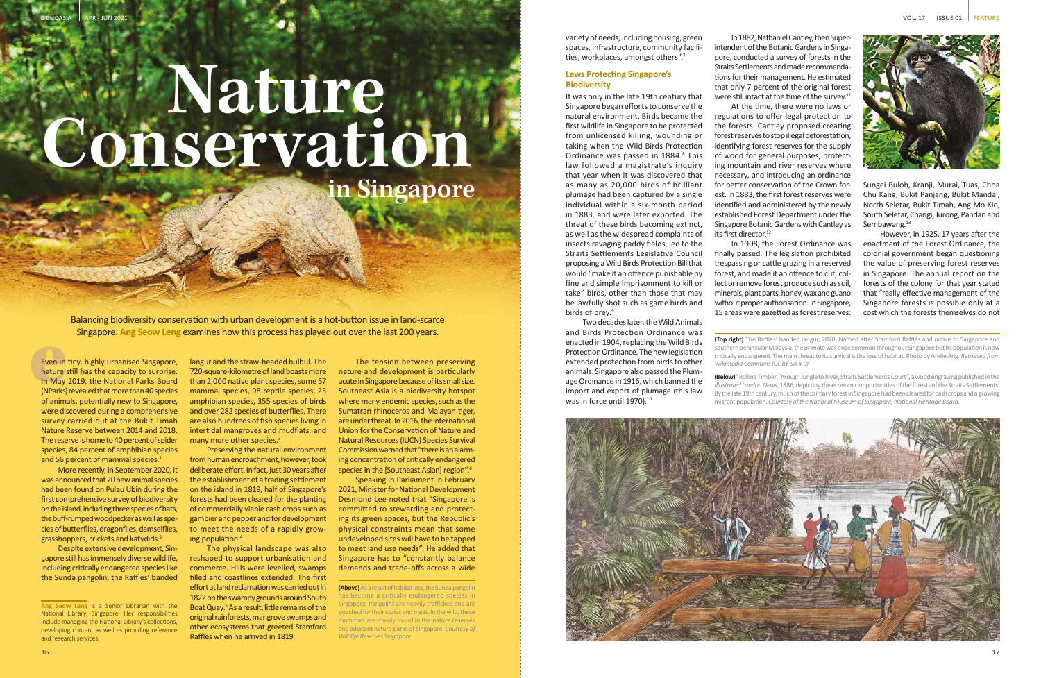# Nature Conservation in Singapore

Balancing biodiversity conservation with urban development is a hot-button issue in land-scarce Singapore. **Ang Seow Leng** examines how this process has played out over the last 200 years.

Even in tiny, highly urbanised Singapore, nature still has the capacity to surprise. In May 2019, the National Parks Board (NParks) revealed that more than 40 species of animals, potentially new to Singapore, were discovered during a comprehensive survey carried out at the Bukit Timah Nature Reserve between 2014 and 2018. The reserve is home to 40 percent of spider species, 84 percent of amphibian species and 56 percent of mammal species.[1]

More recently, in September 2020, it was announced that 20 new animal species had been found on Pulau Ubin during the first comprehensive survey of biodiversity on the island, including three species of bats, the buff-rumped woodpecker as well as species of butterflies, dragonflies, damselflies, grasshoppers, crickets and katydids.[2]

Despite extensive development, Singapore still has immensely diverse wildlife, including critically endangered species like the Sunda pangolin, the Raffles' banded langur and the straw-headed bulbul. The 720-square-kilometre of land boasts more than 2,000 native plant species, some 57 mammal species, 98 reptile species, 25 amphibian species, 355 species of birds and over 282 species of butterflies. There are also hundreds of fish species living in intertidal mangroves and mudflats, and many more other species.[3]

Preserving the natural environment from human encroachment, however, took deliberate effort. In fact, just 30 years after the establishment of a trading settlement on the island in 1819, half of Singapore's forests had been cleared for the planting of commercially viable cash crops such as gambier and pepper and for development to meet the needs of a rapidly growing population.[4]

The physical landscape was also reshaped to support urbanisation and commerce. Hills were levelled, swamps filled and coastlines extended. The first effort at land reclamation was carried out in 1822 on the swampy grounds around South Boat Quay.[5] As a result, little remains of the original rainforests, mangrove swamps and other ecosystems that greeted Stamford Raffles when he arrived in 1819.

The tension between preserving nature and development is particularly acute in Singapore because of its small size. Southeast Asia is a biodiversity hotspot where many endemic species, such as the Sumatran rhinoceros and Malayan tiger, are under threat. In 2016, the International Union for the Conservation of Nature and Natural Resources (IUCN) Species Survival Commission warned that "there is an alarming concentration of critically endangered species in the [Southeast Asian] region".[6]

Speaking in Parliament in February 2021, Minister for National Development Desmond Lee noted that "Singapore is committed to stewarding and protecting its green spaces, but the Republic's physical constraints mean that some undeveloped sites will have to be tapped to meet land use needs". He added that Singapore has to "constantly balance demands and trade-offs across a wide variety of needs, including housing, green spaces, infrastructure, community facilities, workplaces, amongst others".[7]

**Ang Seow Leng** is a Senior Librarian with the National Library, Singapore. Her responsibilities include managing the National Library's collections, developing content as well as providing reference and research services.

**(Above)** As a result of habitat loss, the Sunda pangolin has become a critically endangered species in Singapore. Pangolins are heavily trafficked and are poached for their scales and meat. In the wild, these mammals are mainly found in the nature reserves and adjacent nature parks of Singapore. *Courtesy of Wildlife Reserves Singapore.*

## Laws Protecting Singapore's Biodiversity

It was only in the late 19th century that Singapore began efforts to conserve the natural environment. Birds became the first wildlife in Singapore to be protected from unlicensed killing, wounding or taking when the Wild Birds Protection Ordinance was passed in 1884.[8] This law followed a magistrate's inquiry that year when it was discovered that as many as 20,000 birds of brilliant plumage had been captured by a single individual within a six-month period in 1883, and were later exported. The threat of these birds becoming extinct, as well as the widespread complaints of insects ravaging paddy fields, led to the Straits Settlements Legislative Council proposing a Wild Birds Protection Bill that would "make it an offence punishable by fine and simple imprisonment to kill or take" birds, other than those that may be lawfully shot such as game birds and birds of prey.[9]

Two decades later, the Wild Animals and Birds Protection Ordinance was enacted in 1904, replacing the Wild Birds Protection Ordinance. The new legislation extended protection from birds to other animals. Singapore also passed the Plumage Ordinance in 1916, which banned the import and export of plumage (this law was in force until 1970).[10]

In 1882, Nathaniel Cantley, then Superintendent of the Botanic Gardens in Singapore, conducted a survey of forests in the Straits Settlements and made recommendations for their management. He estimated that only 7 percent of the original forest were still intact at the time of the survey.[11]

At the time, there were no laws or regulations to offer legal protection to the forests. Cantley proposed creating forest reserves to stop illegal deforestation, identifying forest reserves for the supply of wood for general purposes, protecting mountain and river reserves where necessary, and introducing an ordinance for better conservation of the Crown forest. In 1883, the first forest reserves were identified and administered by the newly established Forest Department under the Singapore Botanic Gardens with Cantley as its first director.[12]

In 1908, the Forest Ordinance was finally passed. The legislation prohibited trespassing or cattle grazing in a reserved forest, and made it an offence to cut, collect or remove forest produce such as soil, minerals, plant parts, honey, wax and guano without proper authorisation. In Singapore, 15 areas were gazetted as forest reserves: Sungei Buloh, Kranji, Murai, Tuas, Choa Chu Kang, Bukit Panjang, Bukit Mandai, North Seletar, Bukit Timah, Ang Mo Kio, South Seletar, Changi, Jurong, Pandan and Sembawang.[13]

However, in 1925, 17 years after the enactment of the Forest Ordinance, the colonial government began questioning the value of preserving forest reserves in Singapore. The annual report on the forests of the colony for that year stated that "really effective management of the Singapore forests is possible only at a cost which the forests themselves do not

**(Top right)** The Raffles' banded langur, 2020. Named after Stamford Raffles and native to Singapore and southern peninsular Malaysia, the primate was once common throughout Singapore but its population is now critically endangered. The main threat to its survival is the loss of habitat. Photo by Andie Ang. *Retrieved from Wikimedia Commons (CC BY-SA 4.0).*

**(Below)** "Rolling Timber Through Jungle to River, Straits Settlements Court", a wood engraving published in the *Illustrated London News*, 1886, depicting the economic opportunities of the forests of the Straits Settlements. By the late 19th century, much of the primary forest in Singapore had been cleared for cash crops and a growing migrant population. *Courtesy of the National Museum of Singapore, National Heritage Board.*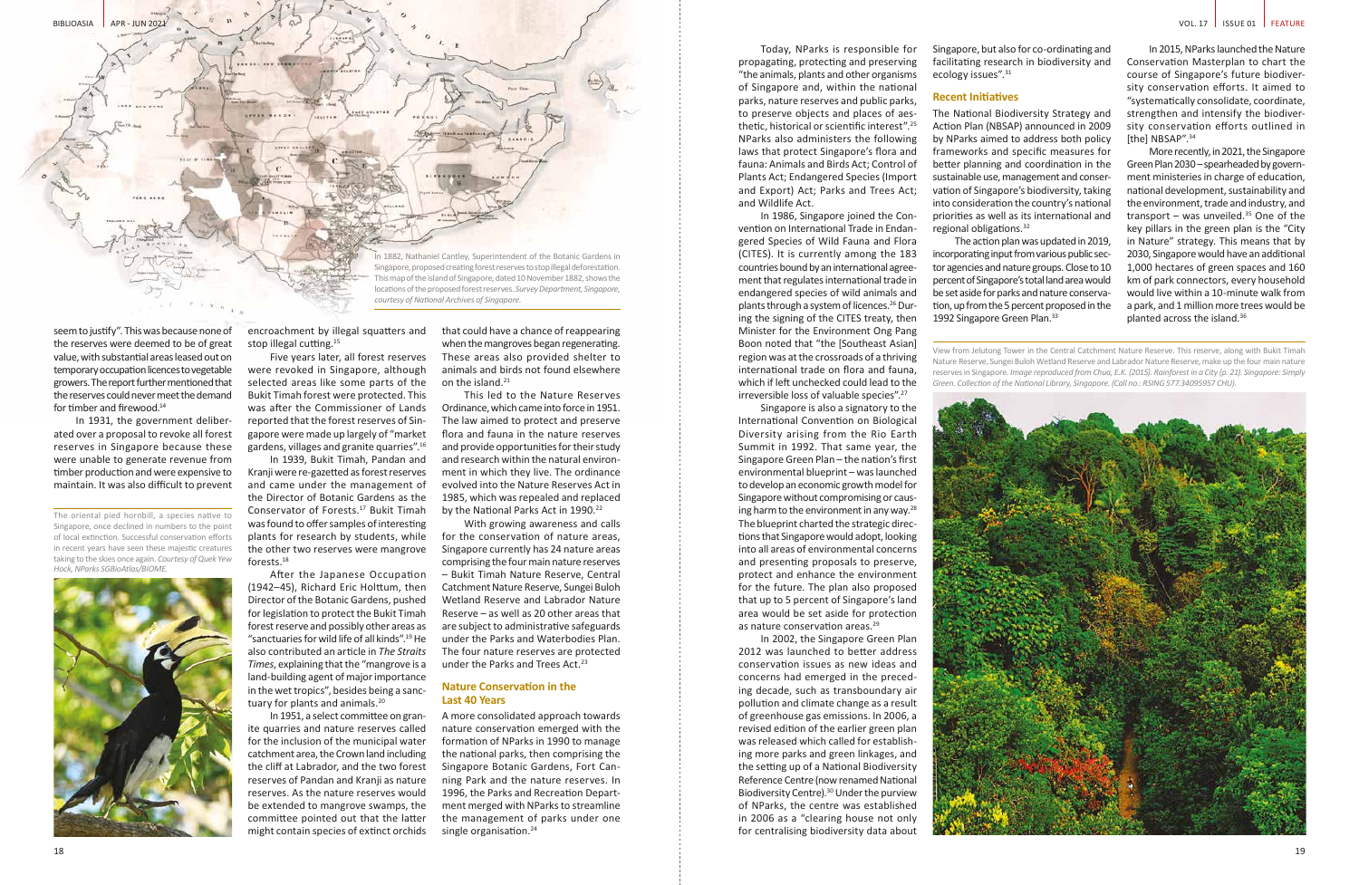seem to justify". This was because none of the reserves were deemed to be of great value, with substantial areas leased out on temporary occupation licences to vegetable growers. The report further mentioned that the reserves could never meet the demand for timber and firewood.[14]

In 1931, the government deliberated over a proposal to revoke all forest reserves in Singapore because these were unable to generate revenue from timber production and were expensive to maintain. It was also difficult to prevent encroachment by illegal squatters and stop illegal cutting.[15]

Five years later, all forest reserves were revoked in Singapore, although selected areas like some parts of the Bukit Timah forest were protected. This was after the Commissioner of Lands reported that the forest reserves of Singapore were made up largely of "market gardens, villages and granite quarries".[16]

In 1939, Bukit Timah, Pandan and Kranji were re-gazetted as forest reserves and came under the management of the Director of Botanic Gardens as the Conservator of Forests.[17] Bukit Timah was found to offer samples of interesting plants for research by students, while the other two reserves were mangrove forests.[18]

After the Japanese Occupation (1942–45), Richard Eric Holttum, then Director of the Botanic Gardens, pushed for legislation to protect the Bukit Timah forest reserve and possibly other areas as "sanctuaries for wild life of all kinds".[19] He also contributed an article in *The Straits Times*, explaining that the "mangrove is a land-building agent of major importance in the wet tropics", besides being a sanctuary for plants and animals.[20]

In 1951, a select committee on granite quarries and nature reserves called for the inclusion of the municipal water catchment area, the Crown land including the cliff at Labrador, and the two forest reserves of Pandan and Kranji as nature reserves. As the nature reserves would be extended to mangrove swamps, the committee pointed out that the latter might contain species of extinct orchids that could have a chance of reappearing when the mangroves began regenerating. These areas also provided shelter to animals and birds not found elsewhere on the island.[21]

This led to the Nature Reserves Ordinance, which came into force in 1951. The law aimed to protect and preserve flora and fauna in the nature reserves and provide opportunities for their study and research within the natural environment in which they live. The ordinance evolved into the Nature Reserves Act in 1985, which was repealed and replaced by the National Parks Act in 1990.[22]

With growing awareness and calls for the conservation of nature areas, Singapore currently has 24 nature areas comprising the four main nature reserves – Bukit Timah Nature Reserve, Central Catchment Nature Reserve, Sungei Buloh Wetland Reserve and Labrador Nature Reserve – as well as 20 other areas that are subject to administrative safeguards under the Parks and Waterbodies Plan. The four nature reserves are protected under the Parks and Trees Act.[23]

In 1882, Nathaniel Cantley, Superintendent of the Botanic Gardens in Singapore, proposed creating forest reserves to stop illegal deforestation. This map of the island of Singapore, dated 10 November 1882, shows the locations of the proposed forest reserves. *Survey Department, Singapore, courtesy of National Archives of Singapore.*

The oriental pied hornbill, a species native to Singapore, once declined in numbers to the point of local extinction. Successful conservation efforts in recent years have seen these majestic creatures taking to the skies once again. *Courtesy of Quek Yew Hock, NParks SGBioAtlas/BIOME.*

## Nature Conservation in the Last 40 Years

A more consolidated approach towards nature conservation emerged with the formation of NParks in 1990 to manage the national parks, then comprising the Singapore Botanic Gardens, Fort Canning Park and the nature reserves. In 1996, the Parks and Recreation Department merged with NParks to streamline the management of parks under one single organisation.[24]

Today, NParks is responsible for propagating, protecting and preserving "the animals, plants and other organisms of Singapore and, within the national parks, nature reserves and public parks, to preserve objects and places of aesthetic, historical or scientific interest".[25] NParks also administers the following laws that protect Singapore's flora and fauna: Animals and Birds Act; Control of Plants Act; Endangered Species (Import and Export) Act; Parks and Trees Act; and Wildlife Act.

In 1986, Singapore joined the Convention on International Trade in Endangered Species of Wild Fauna and Flora (CITES). It is currently among the 183 countries bound by an international agreement that regulates international trade in endangered species of wild animals and plants through a system of licences.[26] During the signing of the CITES treaty, then Minister for the Environment Ong Pang Boon noted that "the [Southeast Asian] region was at the crossroads of a thriving international trade on flora and fauna, which if left unchecked could lead to the irreversible loss of valuable species".[27]

Singapore is also a signatory to the International Convention on Biological Diversity arising from the Rio Earth Summit in 1992. That same year, the Singapore Green Plan – the nation's first environmental blueprint – was launched to develop an economic growth model for Singapore without compromising or causing harm to the environment in any way.[28] The blueprint charted the strategic directions that Singapore would adopt, looking into all areas of environmental concerns and presenting proposals to preserve, protect and enhance the environment for the future. The plan also proposed that up to 5 percent of Singapore's land area would be set aside for protection as nature conservation areas.[29]

In 2002, the Singapore Green Plan 2012 was launched to better address conservation issues as new ideas and concerns had emerged in the preceding decade, such as transboundary air pollution and climate change as a result of greenhouse gas emissions. In 2006, a revised edition of the earlier green plan was released which called for establishing more parks and green linkages, and the setting up of a National Biodiversity Reference Centre (now renamed National Biodiversity Centre).[30] Under the purview of NParks, the centre was established in 2006 as a "clearing house not only for centralising biodiversity data about Singapore, but also for co-ordinating and facilitating research in biodiversity and ecology issues".[31]

## Recent Initiatives

The National Biodiversity Strategy and Action Plan (NBSAP) announced in 2009 by NParks aimed to address both policy frameworks and specific measures for better planning and coordination in the sustainable use, management and conservation of Singapore's biodiversity, taking into consideration the country's national priorities as well as its international and regional obligations.[32]

The action plan was updated in 2019, incorporating input from various public sector agencies and nature groups. Close to 10 percent of Singapore's total land area would be set aside for parks and nature conservation, up from the 5 percent proposed in the 1992 Singapore Green Plan.[33]

In 2015, NParks launched the Nature Conservation Masterplan to chart the course of Singapore's future biodiversity conservation efforts. It aimed to "systematically consolidate, coordinate, strengthen and intensify the biodiversity conservation efforts outlined in [the] NBSAP".[34]

More recently, in 2021, the Singapore Green Plan 2030 – spearheaded by government ministries in charge of education, national development, sustainability and the environment, trade and industry, and transport – was unveiled.[35] One of the key pillars in the green plan is the "City in Nature" strategy. This means that by 2030, Singapore would have an additional 1,000 hectares of green spaces and 160 km of park connectors, every household would live within a 10-minute walk from a park, and 1 million more trees would be planted across the island.[36]

View from Jelutong Tower in the Central Catchment Nature Reserve. This reserve, along with Bukit Timah Nature Reserve, Sungei Buloh Wetland Reserve and Labrador Nature Reserve, make up the four main nature reserves in Singapore. *Image reproduced from Chua, E.K. (2015). Rainforest in a City (p. 21). Singapore: Simply Green. Collection of the National Library, Singapore. (Call no.: RSING 577.34095957 CHU).*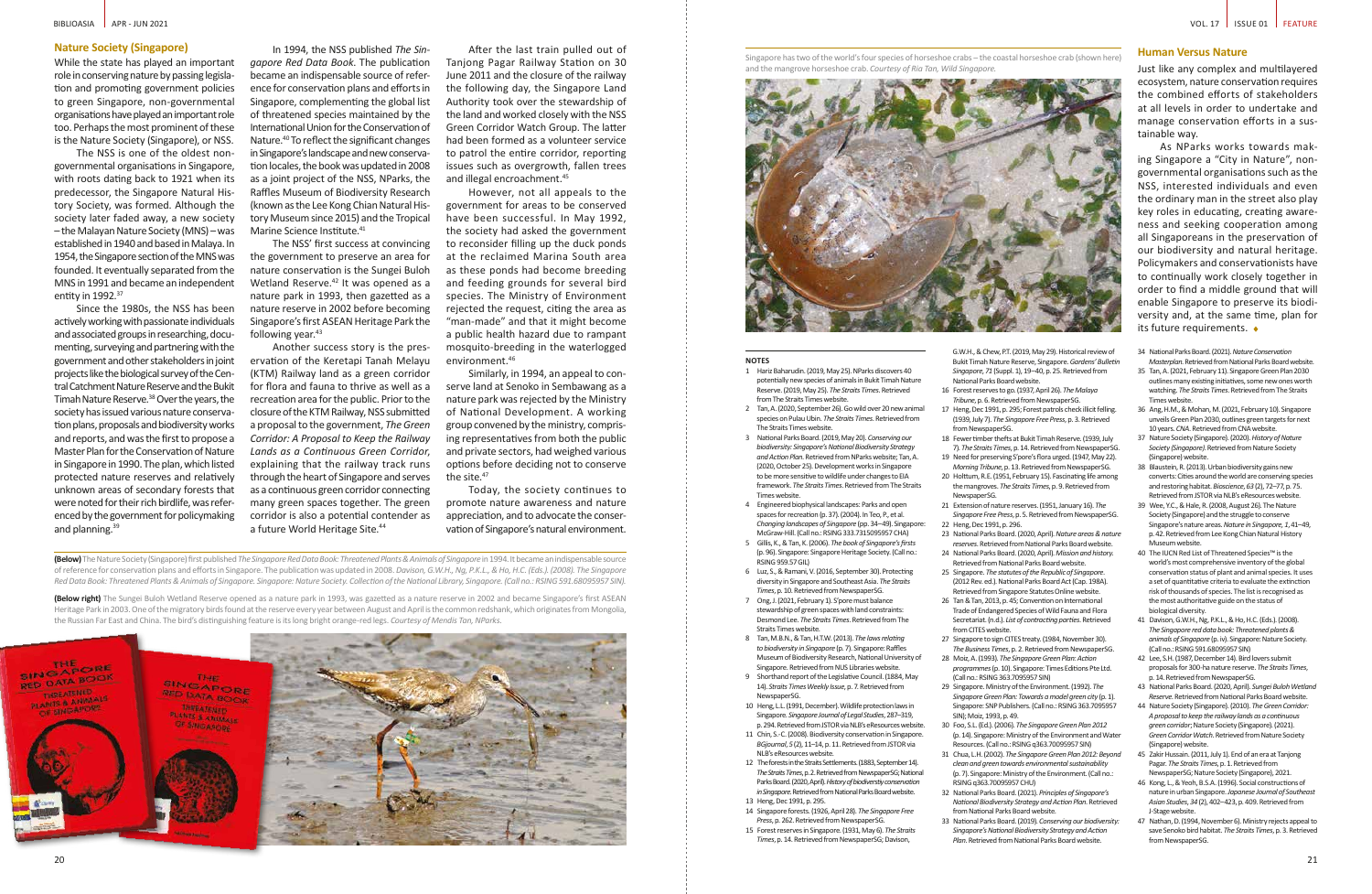## Nature Society (Singapore)

While the state has played an important role in conserving nature by passing legislation and promoting government policies to green Singapore, non-governmental organisations have played an important role too. Perhaps the most prominent of these is the Nature Society (Singapore), or NSS.

The NSS is one of the oldest non-governmental organisations in Singapore, with roots dating back to 1921 when its predecessor, the Singapore Natural History Society, was formed. Although the society later faded away, a new society – the Malayan Nature Society (MNS) – was established in 1940 and based in Malaya. In 1954, the Singapore section of the MNS was founded. It eventually separated from the MNS in 1991 and became an independent entity in 1992.[37]

Since the 1980s, the NSS has been actively working with passionate individuals and associated groups in researching, documenting, surveying and partnering with the government and other stakeholders in joint projects like the biological survey of the Central Catchment Nature Reserve and the Bukit Timah Nature Reserve.[38] Over the years, the society has issued various nature conservation plans, proposals and biodiversity works and reports, and was the first to propose a Master Plan for the Conservation of Nature in Singapore in 1990. The plan, which listed protected nature reserves and relatively unknown areas of secondary forests that were noted for their rich birdlife, was referenced by the government for policymaking and planning.[39]

In 1994, the NSS published *The Singapore Red Data Book*. The publication became an indispensable source of reference for conservation plans and efforts in Singapore, complementing the global list of threatened species maintained by the International Union for the Conservation of Nature.[40] To reflect the significant changes in Singapore's landscape and new conservation locales, the book was updated in 2008 as a joint project of the NSS, NParks, the Raffles Museum of Biodiversity Research (known as the Lee Kong Chian Natural History Museum since 2015) and the Tropical Marine Science Institute.[41]

The NSS' first success at convincing the government to preserve an area for nature conservation is the Sungei Buloh Wetland Reserve.[42] It was opened as a nature park in 1993, then gazetted as a nature reserve in 2002 before becoming Singapore's first ASEAN Heritage Park the following year.[43]

Another success story is the preservation of the Keretapi Tanah Melayu (KTM) Railway land as a green corridor for flora and fauna to thrive as well as a recreation area for the public. Prior to the closure of the KTM Railway, NSS submitted a proposal to the government, *The Green Corridor: A Proposal to Keep the Railway Lands as a Continuous Green Corridor*, explaining that the railway track runs through the heart of Singapore and serves as a continuous green corridor connecting many green spaces together. The green corridor is also a potential contender as a future World Heritage Site.[44]

After the last train pulled out of Tanjong Pagar Railway Station on 30 June 2011 and the closure of the railway the following day, the Singapore Land Authority took over the stewardship of the land and worked closely with the NSS Green Corridor Watch Group. The latter had been formed as a volunteer service to patrol the entire corridor, reporting issues such as overgrowth, fallen trees and illegal encroachment.[45]

However, not all appeals to the government for areas to be conserved have been successful. In May 1992, the society had asked the government to reconsider filling up the duck ponds at the reclaimed Marina South area as these ponds had become breeding and feeding grounds for several bird species. The Ministry of Environment rejected the request, citing the area as "man-made" and that it might become a public health hazard due to rampant mosquito-breeding in the waterlogged environment.[46]

Similarly, in 1994, an appeal to conserve land at Senoko in Sembawang as a nature park was rejected by the Ministry of National Development. A working group convened by the ministry, comprising representatives from both the public and private sectors, had weighed various options before deciding not to conserve the site.[47]

Today, the society continues to promote nature awareness and nature appreciation, and to advocate the conservation of Singapore's natural environment.

**(Below)** The Nature Society (Singapore) first published *The Singapore Red Data Book: Threatened Plants & Animals of Singapore* in 1994. It became an indispensable source of reference for conservation plans and efforts in Singapore. The publication was updated in 2008. *Davison, G.W.H., Ng, P.K.L., & Ho, H.C. (Eds.). (2008). The Singapore Red Data Book: Threatened Plants & Animals of Singapore. Singapore: Nature Society. Collection of the National Library, Singapore. (Call no.: RSING 591.68095957 SIN).*

**(Below right)** The Sungei Buloh Wetland Reserve opened as a nature park in 1993, was gazetted as a nature reserve in 2002 and became Singapore's first ASEAN Heritage Park in 2003. One of the migratory birds found at the reserve every year between August and April is the common redshank, which originates from Mongolia, the Russian Far East and China. The bird's distinguishing feature is its long bright orange-red legs. *Courtesy of Mendis Tan, NParks.*

Singapore has two of the world's four species of horseshoe crabs – the coastal horseshoe crab (shown here) and the mangrove horseshoe crab. *Courtesy of Ria Tan, Wild Singapore.*

## Human Versus Nature

Just like any complex and multilayered ecosystem, nature conservation requires the combined efforts of stakeholders at all levels in order to undertake and manage conservation efforts in a sustainable way.

As NParks works towards making Singapore a "City in Nature", non-governmental organisations such as the NSS, interested individuals and even the ordinary man in the street also play key roles in educating, creating awareness and seeking cooperation among all Singaporeans in the preservation of our biodiversity and natural heritage. Policymakers and conservationists have to continually work closely together in order to find a middle ground that will enable Singapore to preserve its biodiversity and, at the same time, plan for its future requirements. ◆

### NOTES

1. Hariz Baharudin. (2019, May 25). NParks discovers 40 potentially new species of animals in Bukit Timah Nature Reserve. (2019, May 25). *The Straits Times*. Retrieved from The Straits Times website.
2. Tan, A. (2020, September 26). Go wild over 20 new animal species on Pulau Ubin. *The Straits Times*. Retrieved from The Straits Times website.
3. National Parks Board. (2019, May 20). *Conserving our biodiversity: Singapore's National Biodiversity Strategy and Action Plan*. Retrieved from NParks website; Tan, A. (2020, October 25). Development works in Singapore to be more sensitive to wildlife under changes to EIA framework. *The Straits Times*. Retrieved from The Straits Times website.
4. Engineered biophysical landscapes: Parks and open spaces for recreation (p. 37). (2004). In Teo, P., et al. *Changing landscapes of Singapore* (pp. 34–49). Singapore: McGraw-Hill. (Call no.: RSING 333.7315095957 CHA)
5. Gillis, K., & Tan, K. (2006). *The book of Singapore's firsts* (p. 96). Singapore: Singapore Heritage Society. (Call no.: RSING 959.57 GIL)
6. Luz, S., & Ramani, V. (2016, September 30). Protecting diversity in Singapore and Southeast Asia. *The Straits Times*, p. 10. Retrieved from NewspaperSG.
7. Ong, J. (2021, February 1). S'pore must balance stewardship of green spaces with land constraints: Desmond Lee. *The Straits Times*. Retrieved from The Straits Times website.
8. Tan, M.B.N., & Tan, H.T.W. (2013). *The laws relating to biodiversity in Singapore* (p. 7). Singapore: Raffles Museum of Biodiversity Research, National University of Singapore. Retrieved from NUS Libraries website.
9. Shorthand report of the Legislative Council. (1884, May 14). *Straits Times Weekly Issue*, p. 7. Retrieved from NewspaperSG.
10. Heng, L.L. (1991, December). Wildlife protection laws in Singapore. *Singapore Journal of Legal Studies*, 287–319, p. 294. Retrieved from JSTOR via NLB's eResources website.
11. Chin, S.-C. (2008). Biodiversity conservation in Singapore. *BGjournal*, 5 (2), 11–14, p. 11. Retrieved from JSTOR via NLB's eResources website.
12. The forests in the Straits Settlements. (1883, September 14). *The Straits Times*, p. 2. Retrieved from NewspaperSG; National Parks Board. (2020, April). *History of biodiversity conservation in Singapore*. Retrieved from National Parks Board website.
13. Heng, Dec 1991, p. 295.
14. Singapore forests. (1926, April 28). *The Singapore Free Press*, p. 262. Retrieved from NewspaperSG.
15. Forest reserves in Singapore. (1931, May 6). *The Straits Times*, p. 14. Retrieved from NewspaperSG; Davison, G.W.H., & Chew, P.T. (2019, May 29). Historical review of Bukit Timah Nature Reserve, Singapore. *Gardens' Bulletin Singapore, 71* (Suppl. 1), 19–40, p. 25. Retrieved from National Parks Board website.
16. Forest reserves to go. (1937, April 26). *The Malaya Tribune*, p. 6. Retrieved from NewspaperSG.
17. Heng, Dec 1991, p. 295; Forest patrols check illicit felling. (1939, July 7). *The Singapore Free Press*, p. 3. Retrieved from NewspaperSG.
18. Fewer timber thefts at Bukit Timah Reserve. (1939, July 7). *The Straits Times*, p. 14. Retrieved from NewspaperSG.
19. Need for preserving S'pore's flora urged. (1947, May 22). *Morning Tribune*, p. 13. Retrieved from NewspaperSG.
20. Holttum, R.E. (1951, February 15). Fascinating life among the mangroves. *The Straits Times*, p. 9. Retrieved from NewspaperSG.
21. Extension of nature reserves. (1951, January 16). *The Singapore Free Press*, p. 5. Retrieved from NewspaperSG.
22. Heng, Dec 1991, p. 296.
23. National Parks Board. (2020, April). *Nature areas & nature reserves*. Retrieved from National Parks Board website.
24. National Parks Board. (2020, April). *Mission and history*. Retrieved from National Parks Board website.
25. Singapore. *The statutes of the Republic of Singapore*. (2012 Rev. ed.). National Parks Board Act (Cap. 198A). Retrieved from Singapore Statutes Online website.
26. Tan & Tan, 2013, p. 45; Convention on International Trade of Endangered Species of Wild Fauna and Flora Secretariat. (n.d.). *List of contracting parties*. Retrieved from CITES website.
27. Singapore to sign CITES treaty. (1984, November 30). *The Business Times*, p. 2. Retrieved from NewspaperSG.
28. Moiz, A. (1993). *The Singapore Green Plan: Action programmes* (p. 10). Singapore: Times Editions Pte Ltd. (Call no.: RSING 363.7095957 SIN)
29. Singapore. Ministry of the Environment. (1992). *The Singapore Green Plan: Towards a model green city* (p. 1). Singapore: SNP Publishers. (Call no.: RSING 363.7095957 SIN); Moiz, 1993, p. 49.
30. Foo, S.L. (Ed.). (2006). *The Singapore Green Plan 2012* (p. 14). Singapore: Ministry of the Environment and Water Resources. (Call no.: RSING q363.70095957 SIN)
31. Chua, L.H. (2002). *The Singapore Green Plan 2012: Beyond clean and green towards environmental sustainability* (p. 7). Singapore: Ministry of the Environment. (Call no.: RSING q363.70095957 CHU)
32. National Parks Board. (2021). *Principles of Singapore's National Biodiversity Strategy and Action Plan*. Retrieved from National Parks Board website.
33. National Parks Board. (2019). *Conserving our biodiversity: Singapore's National Biodiversity Strategy and Action Plan*. Retrieved from National Parks Board website.
34. National Parks Board. (2021). *Nature Conservation Masterplan*. Retrieved from National Parks Board website.
35. Tan, A. (2021, February 11). Singapore Green Plan 2030 outlines many existing initiatives, some new ones worth watching. *The Straits Times*. Retrieved from The Straits Times website.
36. Ang, H.M., & Mohan, M. (2021, February 10). Singapore unveils Green Plan 2030, outlines green targets for next 10 years. *CNA*. Retrieved from CNA website.
37. Nature Society (Singapore). (2020). *History of Nature Society (Singapore)*. Retrieved from Nature Society (Singapore) website.
38. Blaustein, R. (2013). Urban biodiversity gains new converts: Cities around the world are conserving species and restoring habitat. *Bioscience, 63* (2), 72–77, p. 75. Retrieved from JSTOR via NLB's eResources website.
39. Wee, Y.C., & Hale, R. (2008, August 26). The Nature Society (Singapore) and the struggle to conserve Singapore's nature areas. *Nature in Singapore, 1*, 41–49, p. 42. Retrieved from Lee Kong Chian Natural History Museum website.
40. The IUCN Red List of Threatened Species™ is the world's most comprehensive inventory of the global conservation status of plant and animal species. It uses a set of quantitative criteria to evaluate the extinction risk of thousands of species. The list is recognised as the most authoritative guide on the status of biological diversity.
41. Davison, G.W.H., Ng, P.K.L., & Ho, H.C. (Eds.). (2008). *The Singapore red data book: Threatened plants & animals of Singapore* (p. iv). Singapore: Nature Society. (Call no.: RSING 591.68095957 SIN)
42. Lee, S.H. (1987, December 14). Bird lovers submit proposals for 300-ha nature reserve. *The Straits Times*, p. 14. Retrieved from NewspaperSG.
43. National Parks Board. (2020, April). *Sungei Buloh Wetland Reserve*. Retrieved from National Parks Board website.
44. Nature Society (Singapore). (2010). *The Green Corridor: A proposal to keep the railway lands as a continuous green corridor*; Nature Society (Singapore). (2021). *Green Corridor Watch*. Retrieved from Nature Society (Singapore) website.
45. Zakir Hussain. (2011, July 1). End of an era at Tanjong Pagar. *The Straits Times*, p. 1. Retrieved from NewspaperSG; Nature Society (Singapore), 2021.
46. Kong, L., & Yeoh, B.S.A. (1996). Social constructions of nature in urban Singapore. *Japanese Journal of Southeast Asian Studies, 34* (2), 402–423, p. 409. Retrieved from J-Stage website.
47. Nathan, D. (1994, November 6). Ministry rejects appeal to save Senoko bird habitat. *The Straits Times*, p. 3. Retrieved from NewspaperSG.